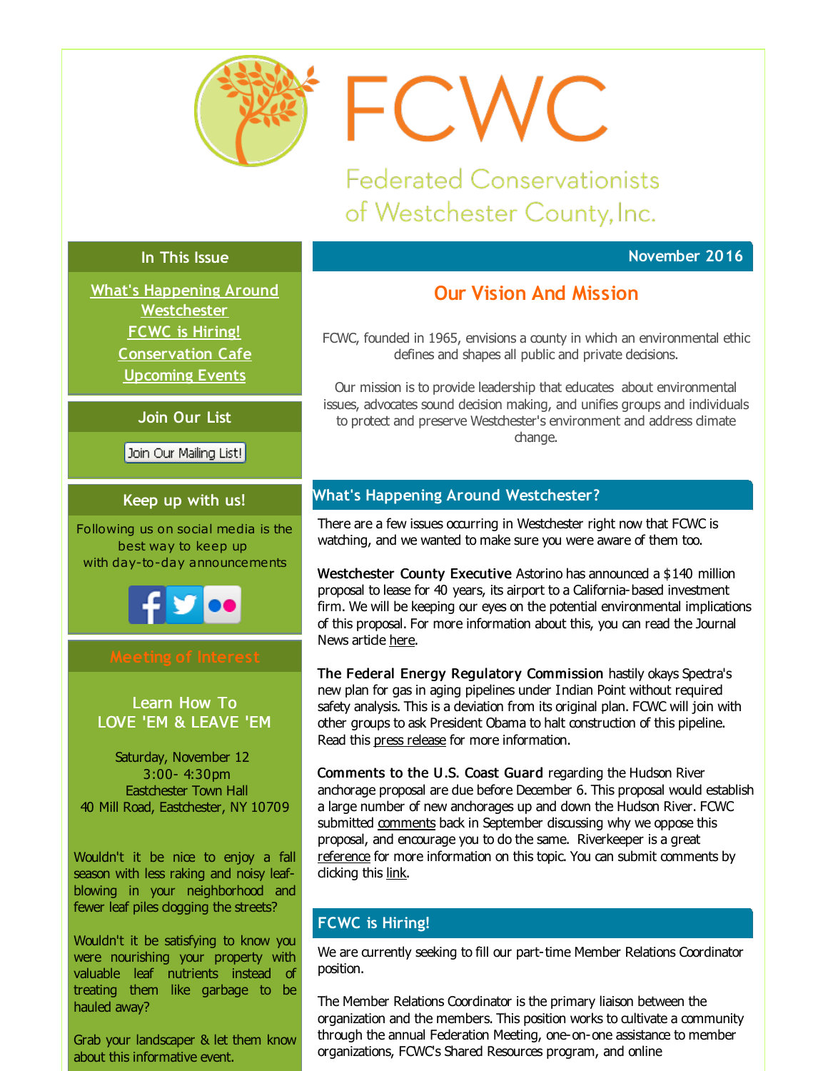# FCWC

## Federated Conservationists of Westchester County, Inc.

### In This Issue

What's Happening Around Westchester
FCWC is Hiring!
Conservation Cafe
Upcoming Events

### Join Our List

Join Our Mailing List!

### Keep up with us!

Following us on social media is the best way to keep up with day-to-day announcements

### Meeting of Interest

**Learn How To LOVE 'EM & LEAVE 'EM**

Saturday, November 12
3:00- 4:30pm
Eastchester Town Hall
40 Mill Road, Eastchester, NY 10709

Wouldn't it be nice to enjoy a fall season with less raking and noisy leaf-blowing in your neighborhood and fewer leaf piles clogging the streets?

Wouldn't it be satisfying to know you were nourishing your property with valuable leaf nutrients instead of treating them like garbage to be hauled away?

Grab your landscaper & let them know about this informative event.

November 2016

## Our Vision And Mission

FCWC, founded in 1965, envisions a county in which an environmental ethic defines and shapes all public and private decisions.

Our mission is to provide leadership that educates about environmental issues, advocates sound decision making, and unifies groups and individuals to protect and preserve Westchester's environment and address climate change.

## What's Happening Around Westchester?

There are a few issues occurring in Westchester right now that FCWC is watching, and we wanted to make sure you were aware of them too.

**Westchester County Executive** Astorino has announced a $140 million proposal to lease for 40 years, its airport to a California-based investment firm. We will be keeping our eyes on the potential environmental implications of this proposal. For more information about this, you can read the Journal News article here.

**The Federal Energy Regulatory Commission** hastily okays Spectra's new plan for gas in aging pipelines under Indian Point without required safety analysis. This is a deviation from its original plan. FCWC will join with other groups to ask President Obama to halt construction of this pipeline. Read this press release for more information.

**Comments to the U.S. Coast Guard** regarding the Hudson River anchorage proposal are due before December 6. This proposal would establish a large number of new anchorages up and down the Hudson River. FCWC submitted comments back in September discussing why we oppose this proposal, and encourage you to do the same. Riverkeeper is a great reference for more information on this topic. You can submit comments by clicking this link.

## FCWC is Hiring!

We are currently seeking to fill our part-time Member Relations Coordinator position.

The Member Relations Coordinator is the primary liaison between the organization and the members. This position works to cultivate a community through the annual Federation Meeting, one-on-one assistance to member organizations, FCWC's Shared Resources program, and online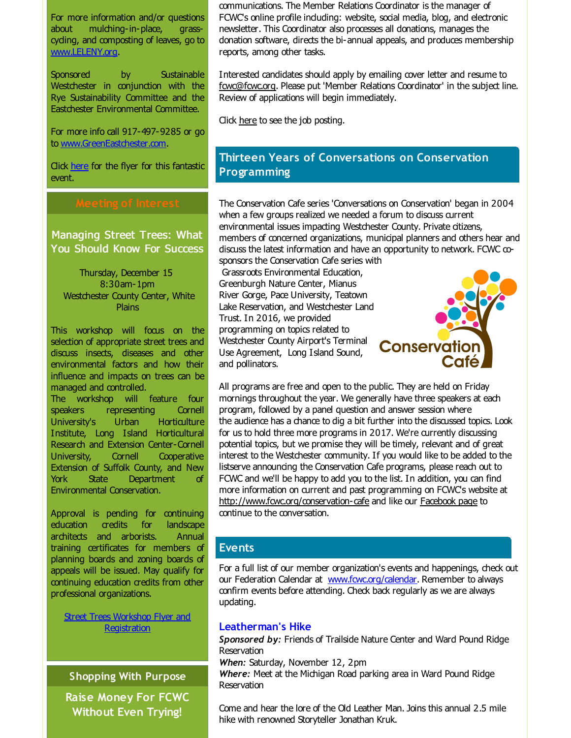For more information and/or questions about mulching-in-place, grass-cycling, and composting of leaves, go to www.LELENY.org.

Sponsored by Sustainable Westchester in conjunction with the Rye Sustainability Committee and the Eastchester Environmental Committee.

For more info call 917-497-9285 or go to www.GreenEastchester.com.

Click here for the flyer for this fantastic event.

## Meeting of Interest

### Managing Street Trees: What You Should Know For Success

Thursday, December 15
8:30am-1pm
Westchester County Center, White Plains

This workshop will focus on the selection of appropriate street trees and discuss insects, diseases and other environmental factors and how their influence and impacts on trees can be managed and controlled.
The workshop will feature four speakers representing Cornell University's Urban Horticulture Institute, Long Island Horticultural Research and Extension Center-Cornell University, Cornell Cooperative Extension of Suffolk County, and New York State Department of Environmental Conservation.

Approval is pending for continuing education credits for landscape architects and arborists. Annual training certificates for members of planning boards and zoning boards of appeals will be issued. May qualify for continuing education credits from other professional organizations.

Street Trees Workshop Flyer and Registration

## Shopping With Purpose

### Raise Money For FCWC Without Even Trying!

communications. The Member Relations Coordinator is the manager of FCWC's online profile including: website, social media, blog, and electronic newsletter. This Coordinator also processes all donations, manages the donation software, directs the bi-annual appeals, and produces membership reports, among other tasks.

Interested candidates should apply by emailing cover letter and resume to fcwc@fcwc.org. Please put 'Member Relations Coordinator' in the subject line. Review of applications will begin immediately.

Click here to see the job posting.

## Thirteen Years of Conversations on Conservation Programming

The Conservation Cafe series 'Conversations on Conservation' began in 2004 when a few groups realized we needed a forum to discuss current environmental issues impacting Westchester County. Private citizens, members of concerned organizations, municipal planners and others hear and discuss the latest information and have an opportunity to network. FCWC co-sponsors the Conservation Cafe series with Grassroots Environmental Education, Greenburgh Nature Center, Mianus River Gorge, Pace University, Teatown Lake Reservation, and Westchester Land Trust. In 2016, we provided programming on topics related to Westchester County Airport's Terminal Use Agreement, Long Island Sound, and pollinators.

All programs are free and open to the public. They are held on Friday mornings throughout the year. We generally have three speakers at each program, followed by a panel question and answer session where the audience has a chance to dig a bit further into the discussed topics. Look for us to hold three more programs in 2017. We're currently discussing potential topics, but we promise they will be timely, relevant and of great interest to the Westchester community. If you would like to be added to the listserve announcing the Conservation Cafe programs, please reach out to FCWC and we'll be happy to add you to the list. In addition, you can find more information on current and past programming on FCWC's website at http://www.fcwc.org/conservation-cafe and like our Facebook page to continue to the conversation.

## Events

For a full list of our member organization's events and happenings, check out our Federation Calendar at www.fcwc.org/calendar. Remember to always confirm events before attending. Check back regularly as we are always updating.

### Leatherman's Hike

***Sponsored by:*** Friends of Trailside Nature Center and Ward Pound Ridge Reservation
***When:*** Saturday, November 12, 2pm
***Where:*** Meet at the Michigan Road parking area in Ward Pound Ridge Reservation

Come and hear the lore of the Old Leather Man. Joins this annual 2.5 mile hike with renowned Storyteller Jonathan Kruk.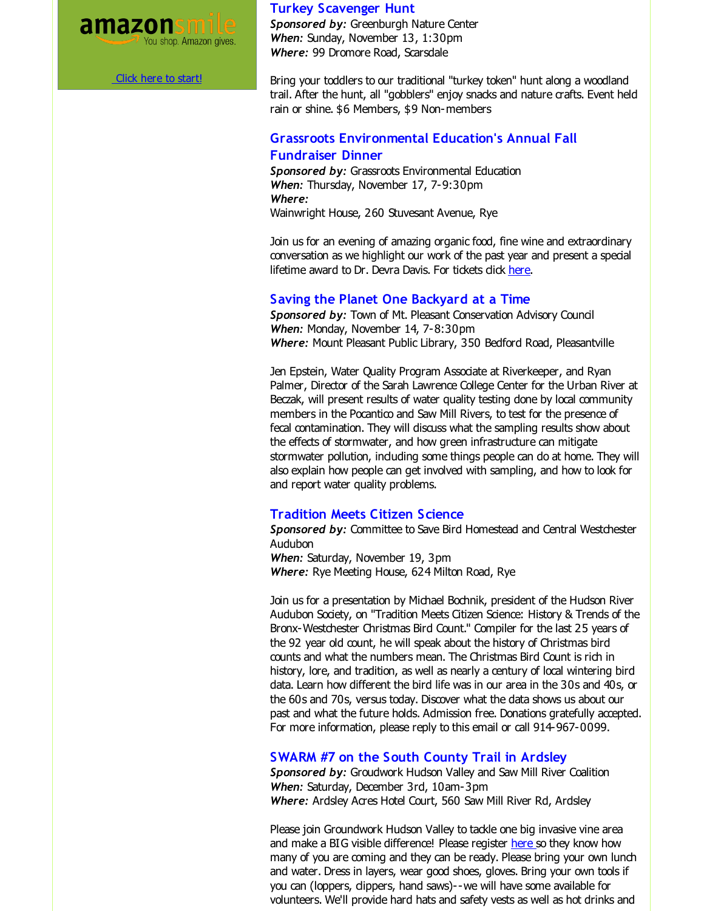amazonsmile You shop. Amazon gives.

[Click here to start!]

### Turkey Scavenger Hunt

***Sponsored by:*** Greenburgh Nature Center
***When:*** Sunday, November 13, 1:30pm
***Where:*** 99 Dromore Road, Scarsdale

Bring your toddlers to our traditional "turkey token" hunt along a woodland trail. After the hunt, all "gobblers" enjoy snacks and nature crafts. Event held rain or shine. $6 Members, $9 Non-members

### Grassroots Environmental Education's Annual Fall Fundraiser Dinner

***Sponsored by:*** Grassroots Environmental Education
***When:*** Thursday, November 17, 7-9:30pm
***Where:***
Wainwright House, 260 Stuvesant Avenue, Rye

Join us for an evening of amazing organic food, fine wine and extraordinary conversation as we highlight our work of the past year and present a special lifetime award to Dr. Devra Davis. For tickets click here.

### Saving the Planet One Backyard at a Time

***Sponsored by:*** Town of Mt. Pleasant Conservation Advisory Council
***When:*** Monday, November 14, 7-8:30pm
***Where:*** Mount Pleasant Public Library, 350 Bedford Road, Pleasantville

Jen Epstein, Water Quality Program Associate at Riverkeeper, and Ryan Palmer, Director of the Sarah Lawrence College Center for the Urban River at Beczak, will present results of water quality testing done by local community members in the Pocantico and Saw Mill Rivers, to test for the presence of fecal contamination. They will discuss what the sampling results show about the effects of stormwater, and how green infrastructure can mitigate stormwater pollution, including some things people can do at home. They will also explain how people can get involved with sampling, and how to look for and report water quality problems.

### Tradition Meets Citizen Science

***Sponsored by:*** Committee to Save Bird Homestead and Central Westchester Audubon
***When:*** Saturday, November 19, 3pm
***Where:*** Rye Meeting House, 624 Milton Road, Rye

Join us for a presentation by Michael Bochnik, president of the Hudson River Audubon Society, on "Tradition Meets Citizen Science: History & Trends of the Bronx-Westchester Christmas Bird Count." Compiler for the last 25 years of the 92 year old count, he will speak about the history of Christmas bird counts and what the numbers mean. The Christmas Bird Count is rich in history, lore, and tradition, as well as nearly a century of local wintering bird data. Learn how different the bird life was in our area in the 30s and 40s, or the 60s and 70s, versus today. Discover what the data shows us about our past and what the future holds. Admission free. Donations gratefully accepted. For more information, please reply to this email or call 914-967-0099.

### SWARM #7 on the South County Trail in Ardsley

***Sponsored by:*** Groudwork Hudson Valley and Saw Mill River Coalition
***When:*** Saturday, December 3rd, 10am-3pm
***Where:*** Ardsley Acres Hotel Court, 560 Saw Mill River Rd, Ardsley

Please join Groundwork Hudson Valley to tackle one big invasive vine area and make a BIG visible difference! Please register here so they know how many of you are coming and they can be ready. Please bring your own lunch and water. Dress in layers, wear good shoes, gloves. Bring your own tools if you can (loppers, clippers, hand saws)--we will have some available for volunteers. We'll provide hard hats and safety vests as well as hot drinks and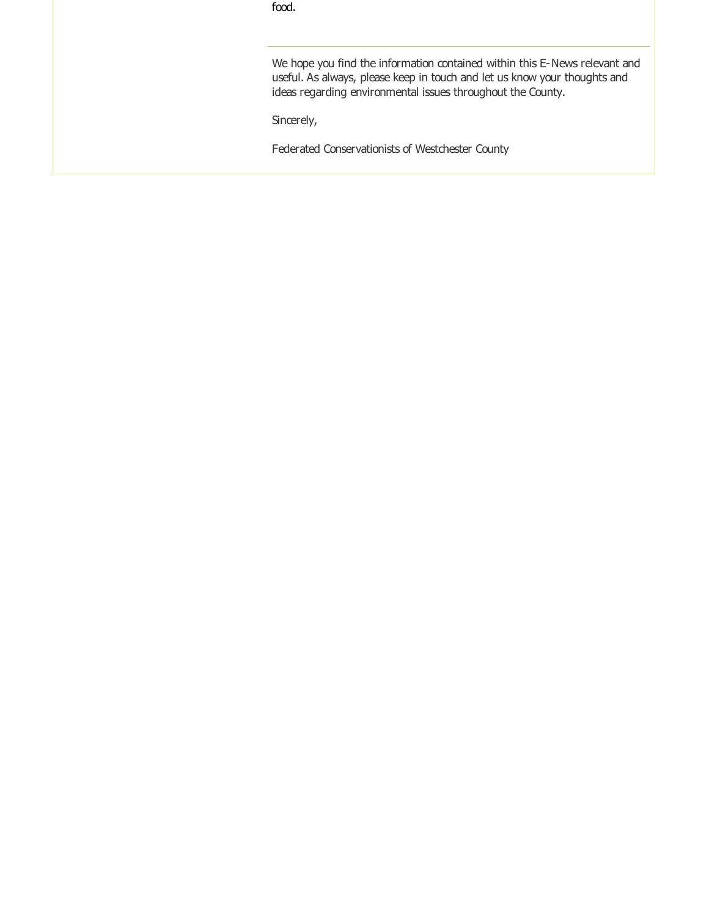food.

---

We hope you find the information contained within this E-News relevant and useful. As always, please keep in touch and let us know your thoughts and ideas regarding environmental issues throughout the County.

Sincerely,

Federated Conservationists of Westchester County